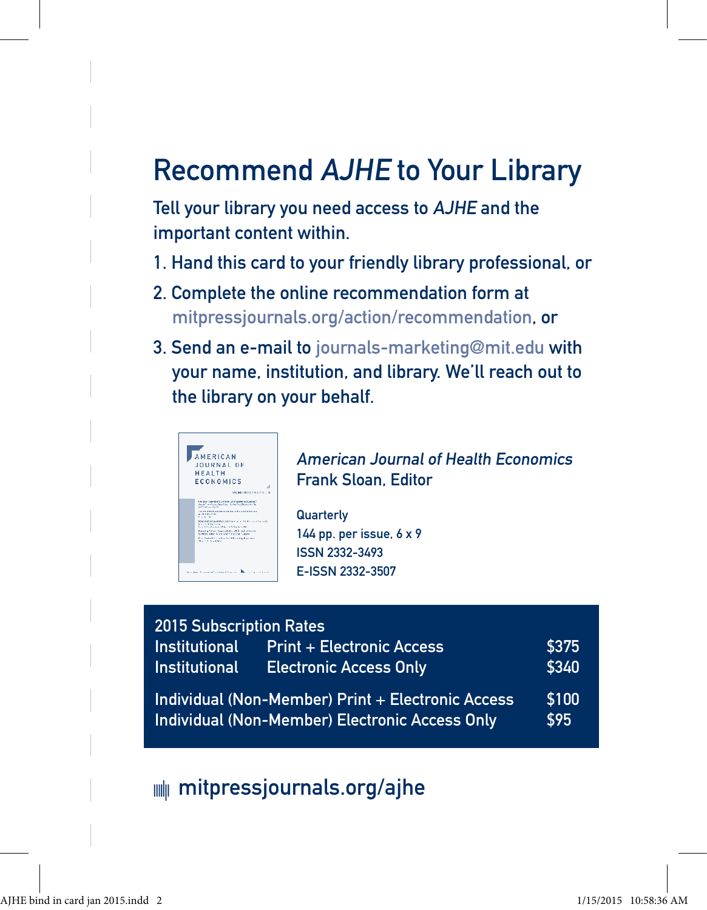# Recommend *AJHE* to Your Library

Tell your library you need access to *AJHE* and the important content within.

1. Hand this card to your friendly library professional, or
2. Complete the online recommendation form at mitpressjournals.org/action/recommendation, or
3. Send an e-mail to journals-marketing@mit.edu with your name, institution, and library. We'll reach out to the library on your behalf.

*American Journal of Health Economics*
Frank Sloan, Editor

Quarterly
144 pp. per issue, 6 x 9
ISSN 2332-3493
E-ISSN 2332-3507

| 2015 Subscription Rates | | |
|---|---|---|
| Institutional | Print + Electronic Access | $375 |
| Institutional | Electronic Access Only | $340 |
| Individual (Non-Member) | Print + Electronic Access | $100 |
| Individual (Non-Member) | Electronic Access Only | $95 |

mitpressjournals.org/ajhe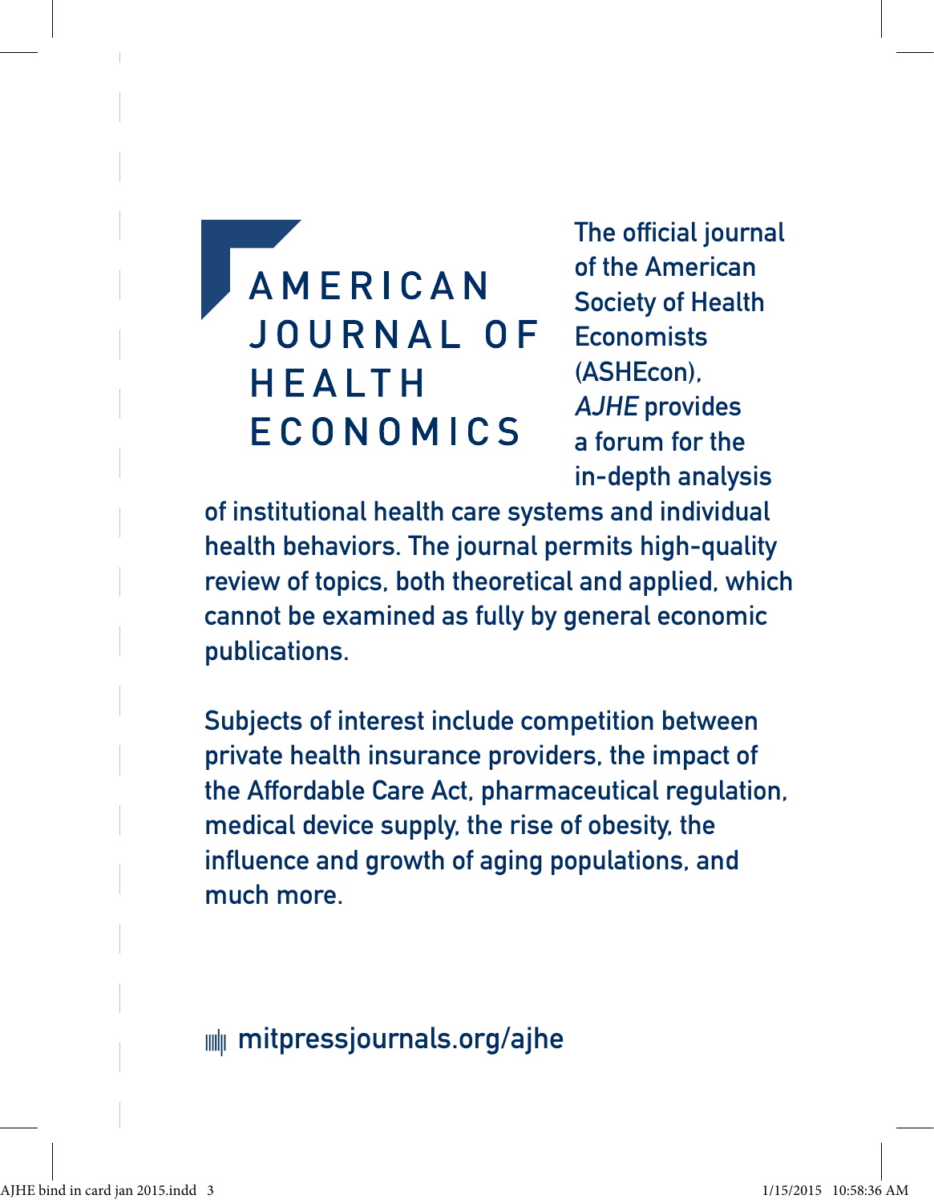# AMERICAN JOURNAL OF HEALTH ECONOMICS

The official journal of the American Society of Health Economists (ASHEcon), *AJHE* provides a forum for the in-depth analysis of institutional health care systems and individual health behaviors. The journal permits high-quality review of topics, both theoretical and applied, which cannot be examined as fully by general economic publications.

Subjects of interest include competition between private health insurance providers, the impact of the Affordable Care Act, pharmaceutical regulation, medical device supply, the rise of obesity, the influence and growth of aging populations, and much more.

mitpressjournals.org/ajhe